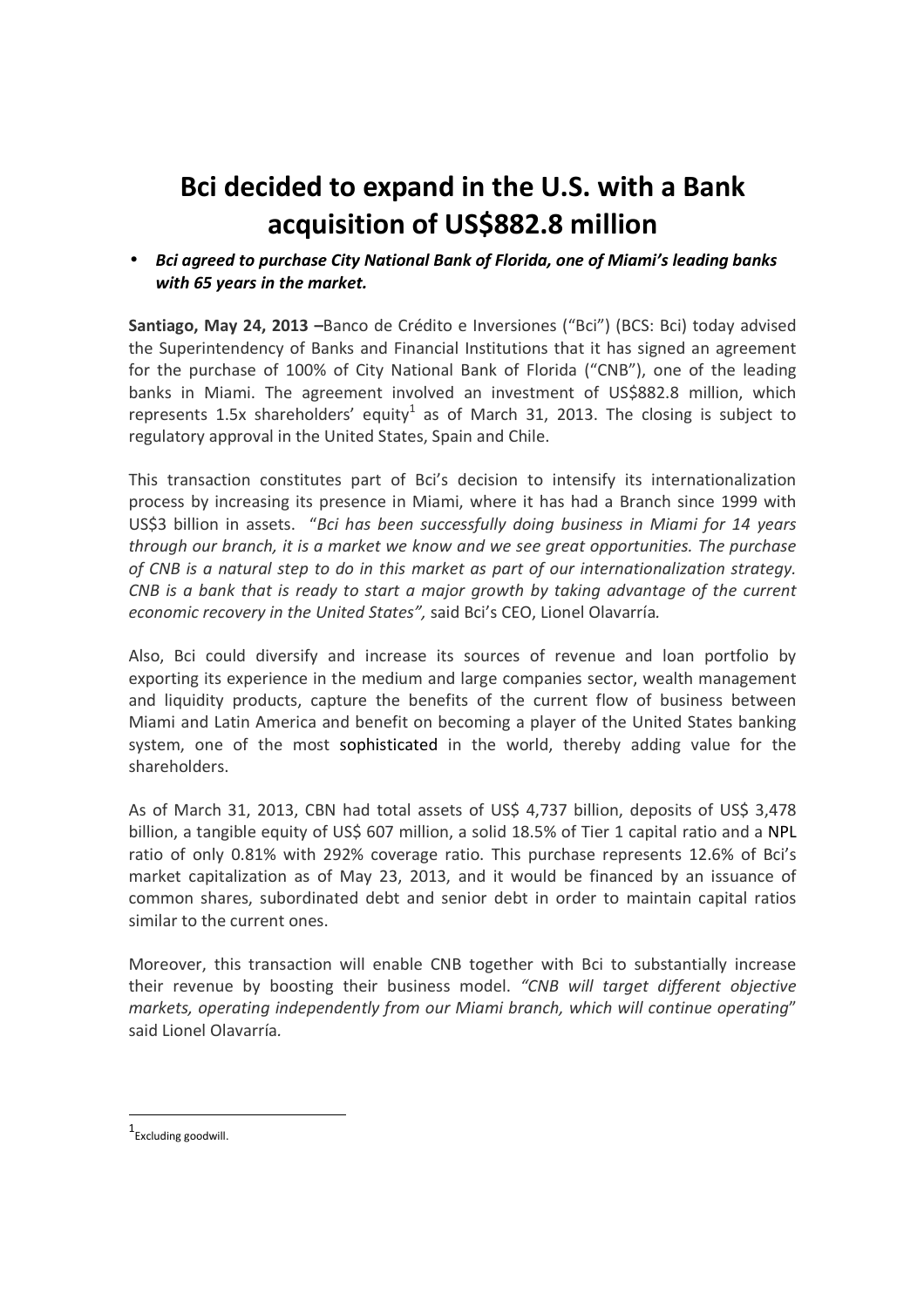# Bci decided to expand in the U.S. with a Bank acquisition of US$882.8 million

- ***Bci agreed to purchase City National Bank of Florida, one of Miami's leading banks with 65 years in the market.***

**Santiago, May 24, 2013 –**Banco de Crédito e Inversiones ("Bci") (BCS: Bci) today advised the Superintendency of Banks and Financial Institutions that it has signed an agreement for the purchase of 100% of City National Bank of Florida ("CNB"), one of the leading banks in Miami. The agreement involved an investment of US$882.8 million, which represents 1.5x shareholders' equity[1] as of March 31, 2013. The closing is subject to regulatory approval in the United States, Spain and Chile.

This transaction constitutes part of Bci's decision to intensify its internationalization process by increasing its presence in Miami, where it has had a Branch since 1999 with US$3 billion in assets. "*Bci has been successfully doing business in Miami for 14 years through our branch, it is a market we know and we see great opportunities. The purchase of CNB is a natural step to do in this market as part of our internationalization strategy. CNB is a bank that is ready to start a major growth by taking advantage of the current economic recovery in the United States",* said Bci's CEO, Lionel Olavarría.

Also, Bci could diversify and increase its sources of revenue and loan portfolio by exporting its experience in the medium and large companies sector, wealth management and liquidity products, capture the benefits of the current flow of business between Miami and Latin America and benefit on becoming a player of the United States banking system, one of the most sophisticated in the world, thereby adding value for the shareholders.

As of March 31, 2013, CBN had total assets of US$ 4,737 billion, deposits of US$ 3,478 billion, a tangible equity of US$ 607 million, a solid 18.5% of Tier 1 capital ratio and a NPL ratio of only 0.81% with 292% coverage ratio. This purchase represents 12.6% of Bci's market capitalization as of May 23, 2013, and it would be financed by an issuance of common shares, subordinated debt and senior debt in order to maintain capital ratios similar to the current ones.

Moreover, this transaction will enable CNB together with Bci to substantially increase their revenue by boosting their business model. *"CNB will target different objective markets, operating independently from our Miami branch, which will continue operating*" said Lionel Olavarría.

[1] Excluding goodwill.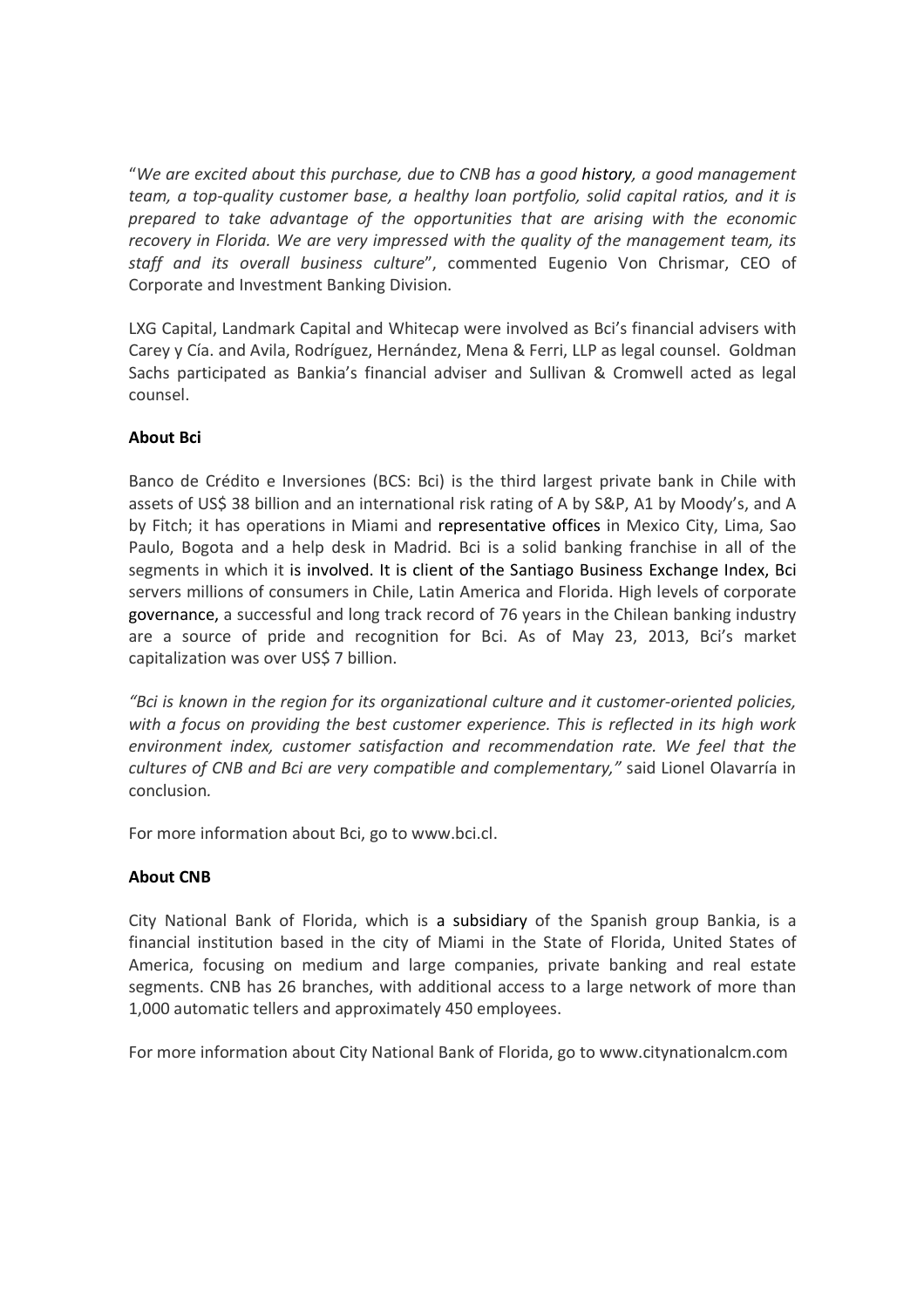"*We are excited about this purchase, due to CNB has a good history, a good management team, a top-quality customer base, a healthy loan portfolio, solid capital ratios, and it is prepared to take advantage of the opportunities that are arising with the economic recovery in Florida. We are very impressed with the quality of the management team, its staff and its overall business culture*", commented Eugenio Von Chrismar, CEO of Corporate and Investment Banking Division.

LXG Capital, Landmark Capital and Whitecap were involved as Bci's financial advisers with Carey y Cía. and Avila, Rodríguez, Hernández, Mena & Ferri, LLP as legal counsel. Goldman Sachs participated as Bankia's financial adviser and Sullivan & Cromwell acted as legal counsel.

**About Bci**

Banco de Crédito e Inversiones (BCS: Bci) is the third largest private bank in Chile with assets of US$ 38 billion and an international risk rating of A by S&P, A1 by Moody's, and A by Fitch; it has operations in Miami and representative offices in Mexico City, Lima, Sao Paulo, Bogota and a help desk in Madrid. Bci is a solid banking franchise in all of the segments in which it is involved. It is client of the Santiago Business Exchange Index, Bci servers millions of consumers in Chile, Latin America and Florida. High levels of corporate governance, a successful and long track record of 76 years in the Chilean banking industry are a source of pride and recognition for Bci. As of May 23, 2013, Bci's market capitalization was over US$ 7 billion.

*"Bci is known in the region for its organizational culture and it customer-oriented policies, with a focus on providing the best customer experience. This is reflected in its high work environment index, customer satisfaction and recommendation rate. We feel that the cultures of CNB and Bci are very compatible and complementary,"* said Lionel Olavarría in conclusion.

For more information about Bci, go to www.bci.cl.

**About CNB**

City National Bank of Florida, which is a subsidiary of the Spanish group Bankia, is a financial institution based in the city of Miami in the State of Florida, United States of America, focusing on medium and large companies, private banking and real estate segments. CNB has 26 branches, with additional access to a large network of more than 1,000 automatic tellers and approximately 450 employees.

For more information about City National Bank of Florida, go to www.citynationalcm.com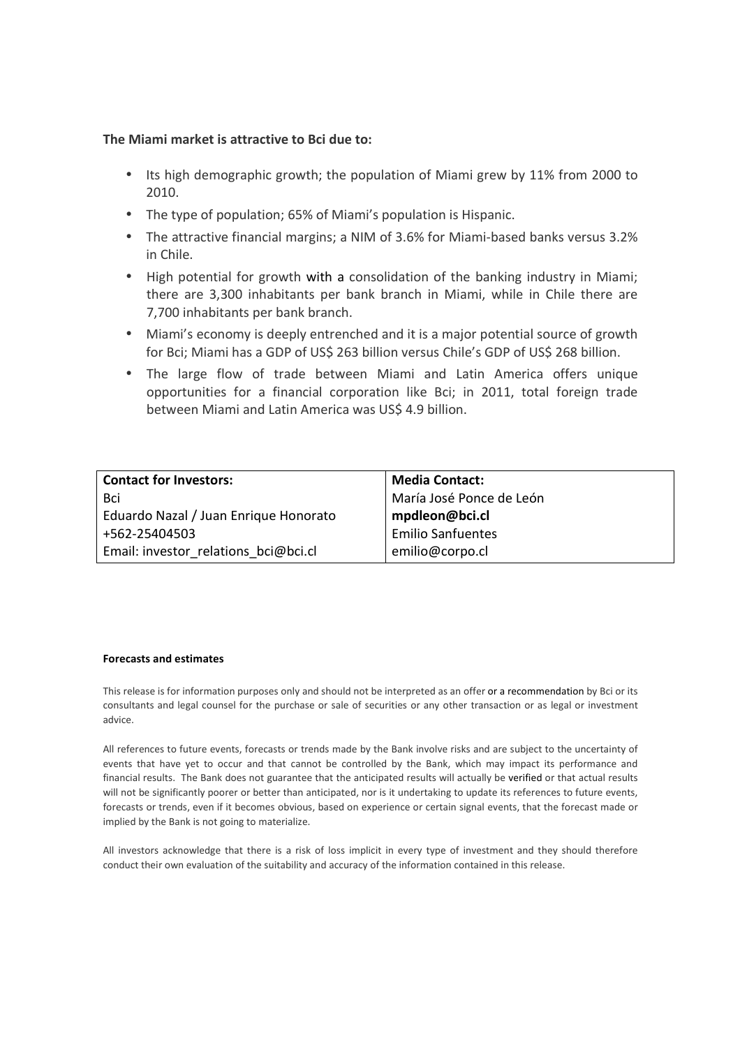**The Miami market is attractive to Bci due to:**

- Its high demographic growth; the population of Miami grew by 11% from 2000 to 2010.
- The type of population; 65% of Miami's population is Hispanic.
- The attractive financial margins; a NIM of 3.6% for Miami-based banks versus 3.2% in Chile.
- High potential for growth with a consolidation of the banking industry in Miami; there are 3,300 inhabitants per bank branch in Miami, while in Chile there are 7,700 inhabitants per bank branch.
- Miami's economy is deeply entrenched and it is a major potential source of growth for Bci; Miami has a GDP of US$ 263 billion versus Chile's GDP of US$ 268 billion.
- The large flow of trade between Miami and Latin America offers unique opportunities for a financial corporation like Bci; in 2011, total foreign trade between Miami and Latin America was US$ 4.9 billion.

| **Contact for Investors:** | **Media Contact:** |
| --- | --- |
| Bci | María José Ponce de León |
| Eduardo Nazal / Juan Enrique Honorato | **mpdleon@bci.cl** |
| +562-25404503 | Emilio Sanfuentes |
| Email: investor_relations_bci@bci.cl | emilio@corpo.cl |

**Forecasts and estimates**

This release is for information purposes only and should not be interpreted as an offer or a recommendation by Bci or its consultants and legal counsel for the purchase or sale of securities or any other transaction or as legal or investment advice.

All references to future events, forecasts or trends made by the Bank involve risks and are subject to the uncertainty of events that have yet to occur and that cannot be controlled by the Bank, which may impact its performance and financial results. The Bank does not guarantee that the anticipated results will actually be verified or that actual results will not be significantly poorer or better than anticipated, nor is it undertaking to update its references to future events, forecasts or trends, even if it becomes obvious, based on experience or certain signal events, that the forecast made or implied by the Bank is not going to materialize.

All investors acknowledge that there is a risk of loss implicit in every type of investment and they should therefore conduct their own evaluation of the suitability and accuracy of the information contained in this release.